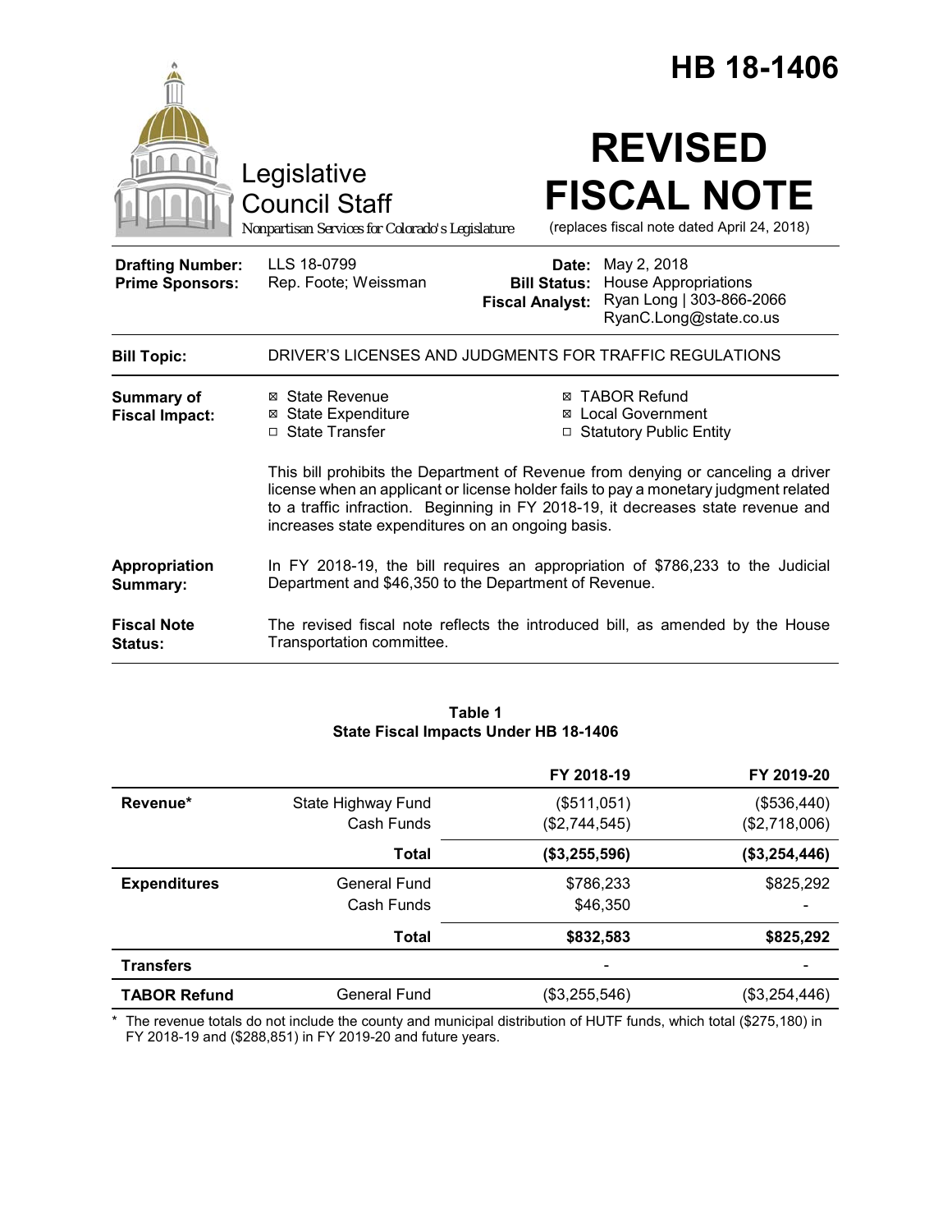# HB 18-1406

Legislative Council Staff

*Nonpartisan Services for Colorado's Legislature*

# REVISED FISCAL NOTE

(replaces fiscal note dated April 24, 2018)

| | | | |
|---|---|---|---|
| **Drafting Number:** | LLS 18-0799 | **Date:** | May 2, 2018 |
| **Prime Sponsors:** | Rep. Foote; Weissman | **Bill Status:** | House Appropriations |
| | | **Fiscal Analyst:** | Ryan Long \| 303-866-2066 RyanC.Long@state.co.us |

**Bill Topic:** DRIVER'S LICENSES AND JUDGMENTS FOR TRAFFIC REGULATIONS

**Summary of Fiscal Impact:**

- ☒ State Revenue
- ☒ State Expenditure
- ☐ State Transfer
- ☒ TABOR Refund
- ☒ Local Government
- ☐ Statutory Public Entity

This bill prohibits the Department of Revenue from denying or canceling a driver license when an applicant or license holder fails to pay a monetary judgment related to a traffic infraction. Beginning in FY 2018-19, it decreases state revenue and increases state expenditures on an ongoing basis.

**Appropriation Summary:** In FY 2018-19, the bill requires an appropriation of $786,233 to the Judicial Department and $46,350 to the Department of Revenue.

**Fiscal Note Status:** The revised fiscal note reflects the introduced bill, as amended by the House Transportation committee.

**Table 1**
**State Fiscal Impacts Under HB 18-1406**

| | | FY 2018-19 | FY 2019-20 |
|---|---|---|---|
| **Revenue*** | State Highway Fund | ($511,051) | ($536,440) |
| | Cash Funds | ($2,744,545) | ($2,718,006) |
| | **Total** | **($3,255,596)** | **($3,254,446)** |
| **Expenditures** | General Fund | $786,233 | $825,292 |
| | Cash Funds | $46,350 | - |
| | **Total** | **$832,583** | **$825,292** |
| **Transfers** | | - | - |
| **TABOR Refund** | General Fund | ($3,255,546) | ($3,254,446) |

\* The revenue totals do not include the county and municipal distribution of HUTF funds, which total ($275,180) in FY 2018-19 and ($288,851) in FY 2019-20 and future years.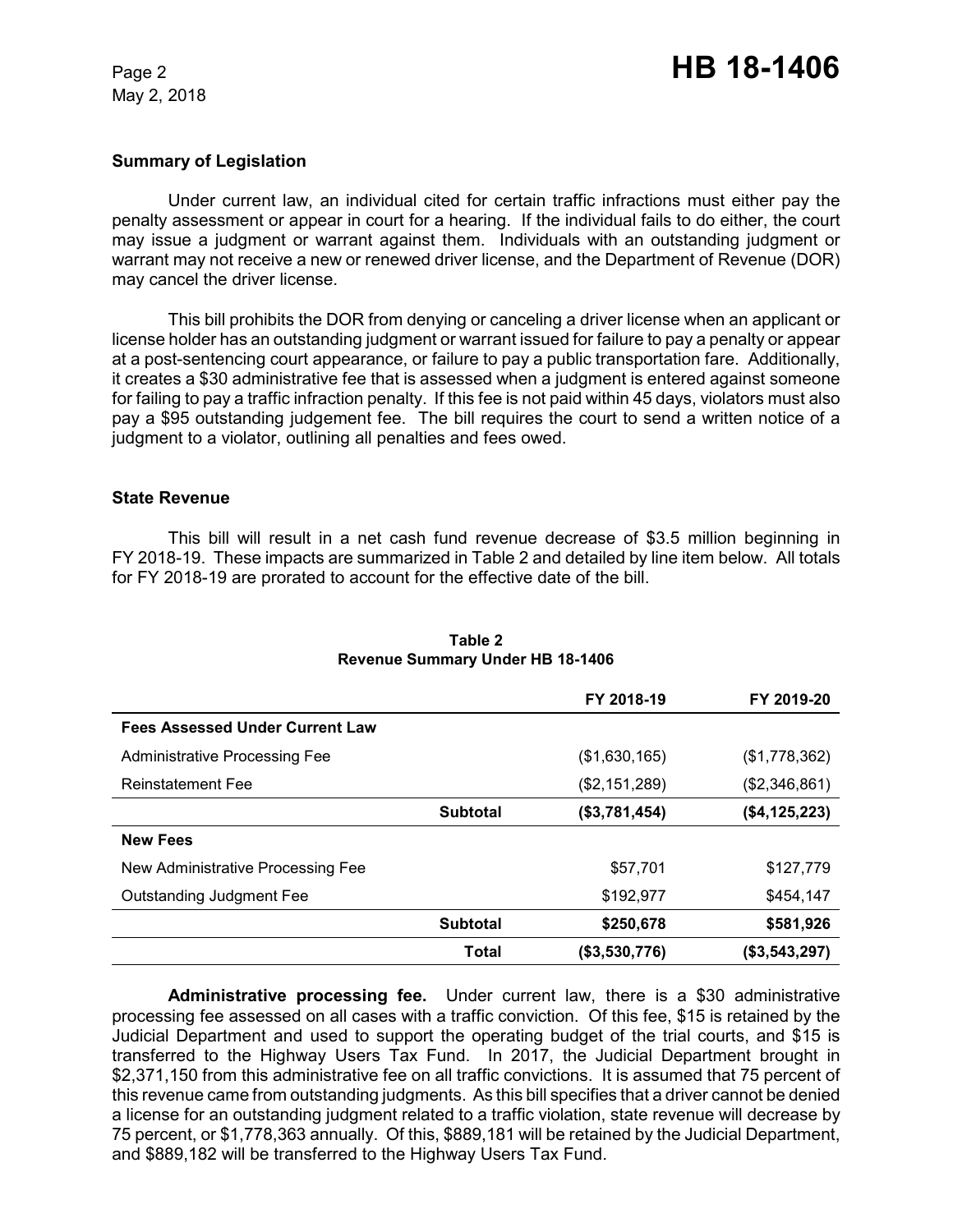## Summary of Legislation

Under current law, an individual cited for certain traffic infractions must either pay the penalty assessment or appear in court for a hearing. If the individual fails to do either, the court may issue a judgment or warrant against them. Individuals with an outstanding judgment or warrant may not receive a new or renewed driver license, and the Department of Revenue (DOR) may cancel the driver license.

This bill prohibits the DOR from denying or canceling a driver license when an applicant or license holder has an outstanding judgment or warrant issued for failure to pay a penalty or appear at a post-sentencing court appearance, or failure to pay a public transportation fare. Additionally, it creates a $30 administrative fee that is assessed when a judgment is entered against someone for failing to pay a traffic infraction penalty. If this fee is not paid within 45 days, violators must also pay a $95 outstanding judgement fee. The bill requires the court to send a written notice of a judgment to a violator, outlining all penalties and fees owed.

## State Revenue

This bill will result in a net cash fund revenue decrease of $3.5 million beginning in FY 2018-19. These impacts are summarized in Table 2 and detailed by line item below. All totals for FY 2018-19 are prorated to account for the effective date of the bill.

**Table 2**
**Revenue Summary Under HB 18-1406**

| | | FY 2018-19 | FY 2019-20 |
|---|---|---|---|
| **Fees Assessed Under Current Law** | | | |
| Administrative Processing Fee | | ($1,630,165) | ($1,778,362) |
| Reinstatement Fee | | ($2,151,289) | ($2,346,861) |
| | **Subtotal** | **($3,781,454)** | **($4,125,223)** |
| **New Fees** | | | |
| New Administrative Processing Fee | | $57,701 | $127,779 |
| Outstanding Judgment Fee | | $192,977 | $454,147 |
| | **Subtotal** | **$250,678** | **$581,926** |
| | **Total** | **($3,530,776)** | **($3,543,297)** |

**Administrative processing fee.** Under current law, there is a $30 administrative processing fee assessed on all cases with a traffic conviction. Of this fee, $15 is retained by the Judicial Department and used to support the operating budget of the trial courts, and $15 is transferred to the Highway Users Tax Fund. In 2017, the Judicial Department brought in $2,371,150 from this administrative fee on all traffic convictions. It is assumed that 75 percent of this revenue came from outstanding judgments. As this bill specifies that a driver cannot be denied a license for an outstanding judgment related to a traffic violation, state revenue will decrease by 75 percent, or $1,778,363 annually. Of this, $889,181 will be retained by the Judicial Department, and $889,182 will be transferred to the Highway Users Tax Fund.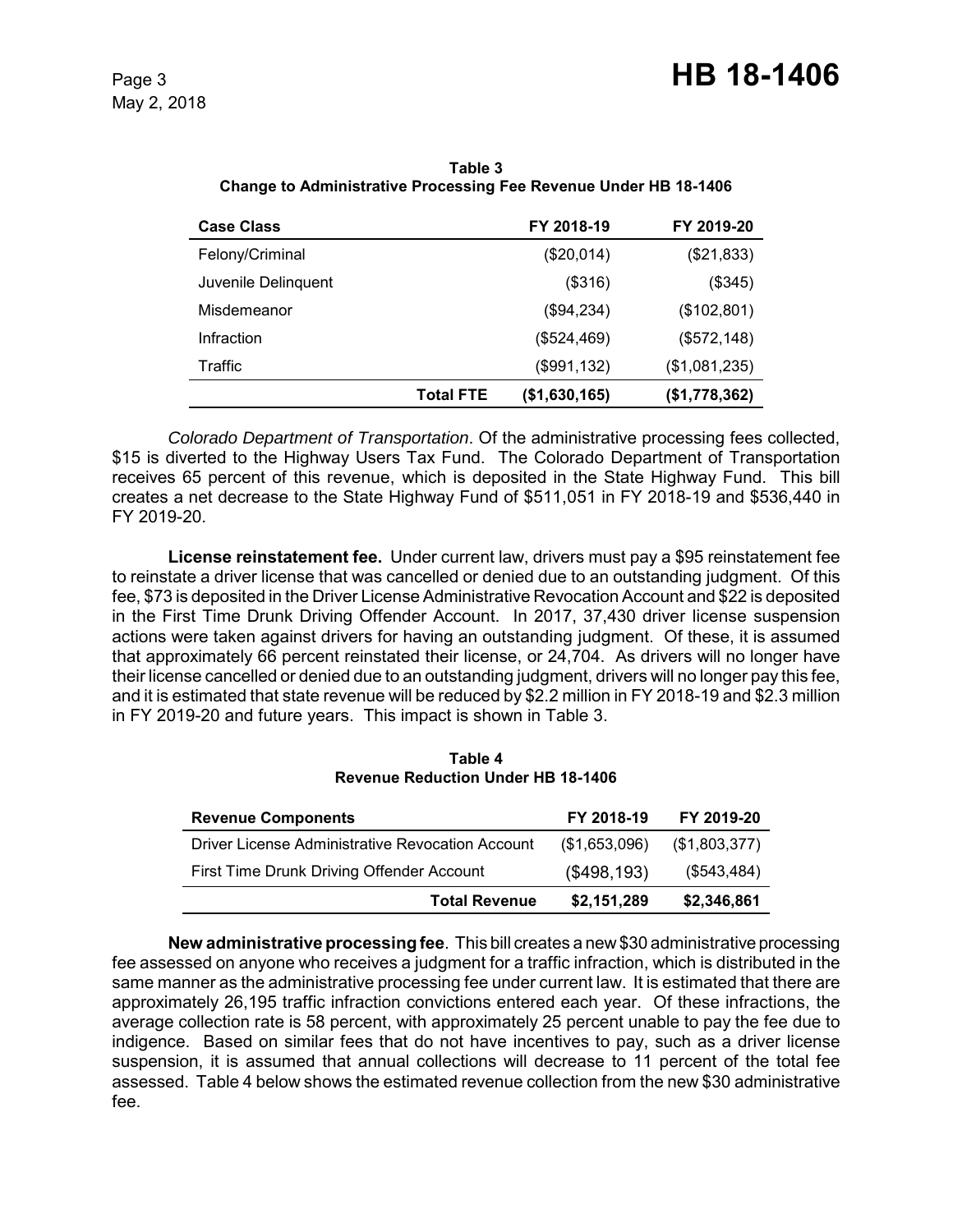**Table 3**
**Change to Administrative Processing Fee Revenue Under HB 18-1406**

| Case Class | | FY 2018-19 | FY 2019-20 |
|---|---|---|---|
| Felony/Criminal | | ($20,014) | ($21,833) |
| Juvenile Delinquent | | ($316) | ($345) |
| Misdemeanor | | ($94,234) | ($102,801) |
| Infraction | | ($524,469) | ($572,148) |
| Traffic | | ($991,132) | ($1,081,235) |
| | **Total FTE** | **($1,630,165)** | **($1,778,362)** |

*Colorado Department of Transportation*. Of the administrative processing fees collected, $15 is diverted to the Highway Users Tax Fund. The Colorado Department of Transportation receives 65 percent of this revenue, which is deposited in the State Highway Fund. This bill creates a net decrease to the State Highway Fund of $511,051 in FY 2018-19 and $536,440 in FY 2019-20.

**License reinstatement fee.** Under current law, drivers must pay a $95 reinstatement fee to reinstate a driver license that was cancelled or denied due to an outstanding judgment. Of this fee, $73 is deposited in the Driver License Administrative Revocation Account and $22 is deposited in the First Time Drunk Driving Offender Account. In 2017, 37,430 driver license suspension actions were taken against drivers for having an outstanding judgment. Of these, it is assumed that approximately 66 percent reinstated their license, or 24,704. As drivers will no longer have their license cancelled or denied due to an outstanding judgment, drivers will no longer pay this fee, and it is estimated that state revenue will be reduced by $2.2 million in FY 2018-19 and $2.3 million in FY 2019-20 and future years. This impact is shown in Table 3.

**Table 4**
**Revenue Reduction Under HB 18-1406**

| Revenue Components | FY 2018-19 | FY 2019-20 |
|---|---|---|
| Driver License Administrative Revocation Account | ($1,653,096) | ($1,803,377) |
| First Time Drunk Driving Offender Account | ($498,193) | ($543,484) |
| **Total Revenue** | **$2,151,289** | **$2,346,861** |

**New administrative processing fee**. This bill creates a new $30 administrative processing fee assessed on anyone who receives a judgment for a traffic infraction, which is distributed in the same manner as the administrative processing fee under current law. It is estimated that there are approximately 26,195 traffic infraction convictions entered each year. Of these infractions, the average collection rate is 58 percent, with approximately 25 percent unable to pay the fee due to indigence. Based on similar fees that do not have incentives to pay, such as a driver license suspension, it is assumed that annual collections will decrease to 11 percent of the total fee assessed. Table 4 below shows the estimated revenue collection from the new $30 administrative fee.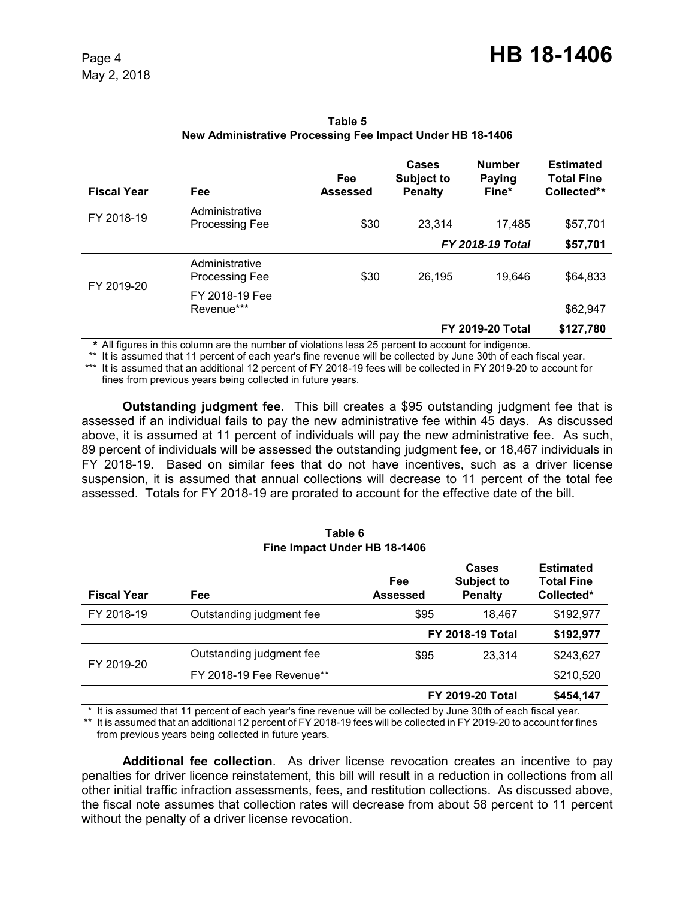**Table 5**
**New Administrative Processing Fee Impact Under HB 18-1406**

| Fiscal Year | Fee | Fee Assessed | Cases Subject to Penalty | Number Paying Fine* | Estimated Total Fine Collected** |
|---|---|---|---|---|---|
| FY 2018-19 | Administrative Processing Fee | $30 | 23,314 | 17,485 | $57,701 |
| | | | | *FY 2018-19 Total* | **$57,701** |
| FY 2019-20 | Administrative Processing Fee | $30 | 26,195 | 19,646 | $64,833 |
| | FY 2018-19 Fee Revenue*** | | | | $62,947 |
| | | | | **FY 2019-20 Total** | **$127,780** |

**\*** All figures in this column are the number of violations less 25 percent to account for indigence.
** It is assumed that 11 percent of each year's fine revenue will be collected by June 30th of each fiscal year.
*** It is assumed that an additional 12 percent of FY 2018-19 fees will be collected in FY 2019-20 to account for fines from previous years being collected in future years.

**Outstanding judgment fee**. This bill creates a $95 outstanding judgment fee that is assessed if an individual fails to pay the new administrative fee within 45 days. As discussed above, it is assumed at 11 percent of individuals will pay the new administrative fee. As such, 89 percent of individuals will be assessed the outstanding judgment fee, or 18,467 individuals in FY 2018-19. Based on similar fees that do not have incentives, such as a driver license suspension, it is assumed that annual collections will decrease to 11 percent of the total fee assessed. Totals for FY 2018-19 are prorated to account for the effective date of the bill.

**Table 6**
**Fine Impact Under HB 18-1406**

| Fiscal Year | Fee | Fee Assessed | Cases Subject to Penalty | Estimated Total Fine Collected* |
|---|---|---|---|---|
| FY 2018-19 | Outstanding judgment fee | $95 | 18,467 | $192,977 |
| | | | **FY 2018-19 Total** | **$192,977** |
| FY 2019-20 | Outstanding judgment fee | $95 | 23,314 | $243,627 |
| | FY 2018-19 Fee Revenue** | | | $210,520 |
| | | | **FY 2019-20 Total** | **$454,147** |

\* It is assumed that 11 percent of each year's fine revenue will be collected by June 30th of each fiscal year.
** It is assumed that an additional 12 percent of FY 2018-19 fees will be collected in FY 2019-20 to account for fines from previous years being collected in future years.

**Additional fee collection**. As driver license revocation creates an incentive to pay penalties for driver licence reinstatement, this bill will result in a reduction in collections from all other initial traffic infraction assessments, fees, and restitution collections. As discussed above, the fiscal note assumes that collection rates will decrease from about 58 percent to 11 percent without the penalty of a driver license revocation.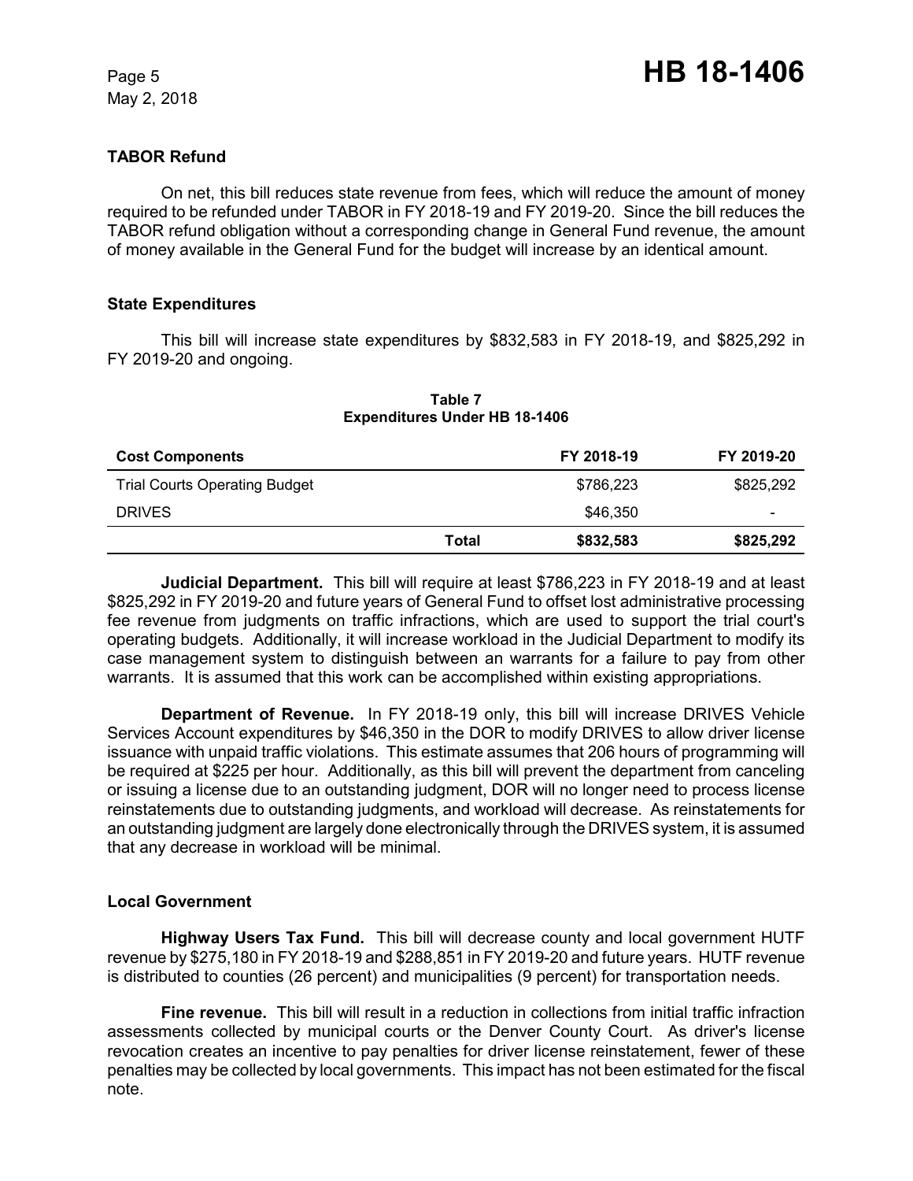### TABOR Refund

On net, this bill reduces state revenue from fees, which will reduce the amount of money required to be refunded under TABOR in FY 2018-19 and FY 2019-20. Since the bill reduces the TABOR refund obligation without a corresponding change in General Fund revenue, the amount of money available in the General Fund for the budget will increase by an identical amount.

### State Expenditures

This bill will increase state expenditures by $832,583 in FY 2018-19, and $825,292 in FY 2019-20 and ongoing.

**Table 7**
**Expenditures Under HB 18-1406**

| Cost Components | | FY 2018-19 | FY 2019-20 |
|---|---|---|---|
| Trial Courts Operating Budget | | $786,223 | $825,292 |
| DRIVES | | $46,350 | - |
| | **Total** | **$832,583** | **$825,292** |

**Judicial Department.** This bill will require at least $786,223 in FY 2018-19 and at least $825,292 in FY 2019-20 and future years of General Fund to offset lost administrative processing fee revenue from judgments on traffic infractions, which are used to support the trial court's operating budgets. Additionally, it will increase workload in the Judicial Department to modify its case management system to distinguish between an warrants for a failure to pay from other warrants. It is assumed that this work can be accomplished within existing appropriations.

**Department of Revenue.** In FY 2018-19 only, this bill will increase DRIVES Vehicle Services Account expenditures by $46,350 in the DOR to modify DRIVES to allow driver license issuance with unpaid traffic violations. This estimate assumes that 206 hours of programming will be required at $225 per hour. Additionally, as this bill will prevent the department from canceling or issuing a license due to an outstanding judgment, DOR will no longer need to process license reinstatements due to outstanding judgments, and workload will decrease. As reinstatements for an outstanding judgment are largely done electronically through the DRIVES system, it is assumed that any decrease in workload will be minimal.

### Local Government

**Highway Users Tax Fund.** This bill will decrease county and local government HUTF revenue by $275,180 in FY 2018-19 and $288,851 in FY 2019-20 and future years. HUTF revenue is distributed to counties (26 percent) and municipalities (9 percent) for transportation needs.

**Fine revenue.** This bill will result in a reduction in collections from initial traffic infraction assessments collected by municipal courts or the Denver County Court. As driver's license revocation creates an incentive to pay penalties for driver license reinstatement, fewer of these penalties may be collected by local governments. This impact has not been estimated for the fiscal note.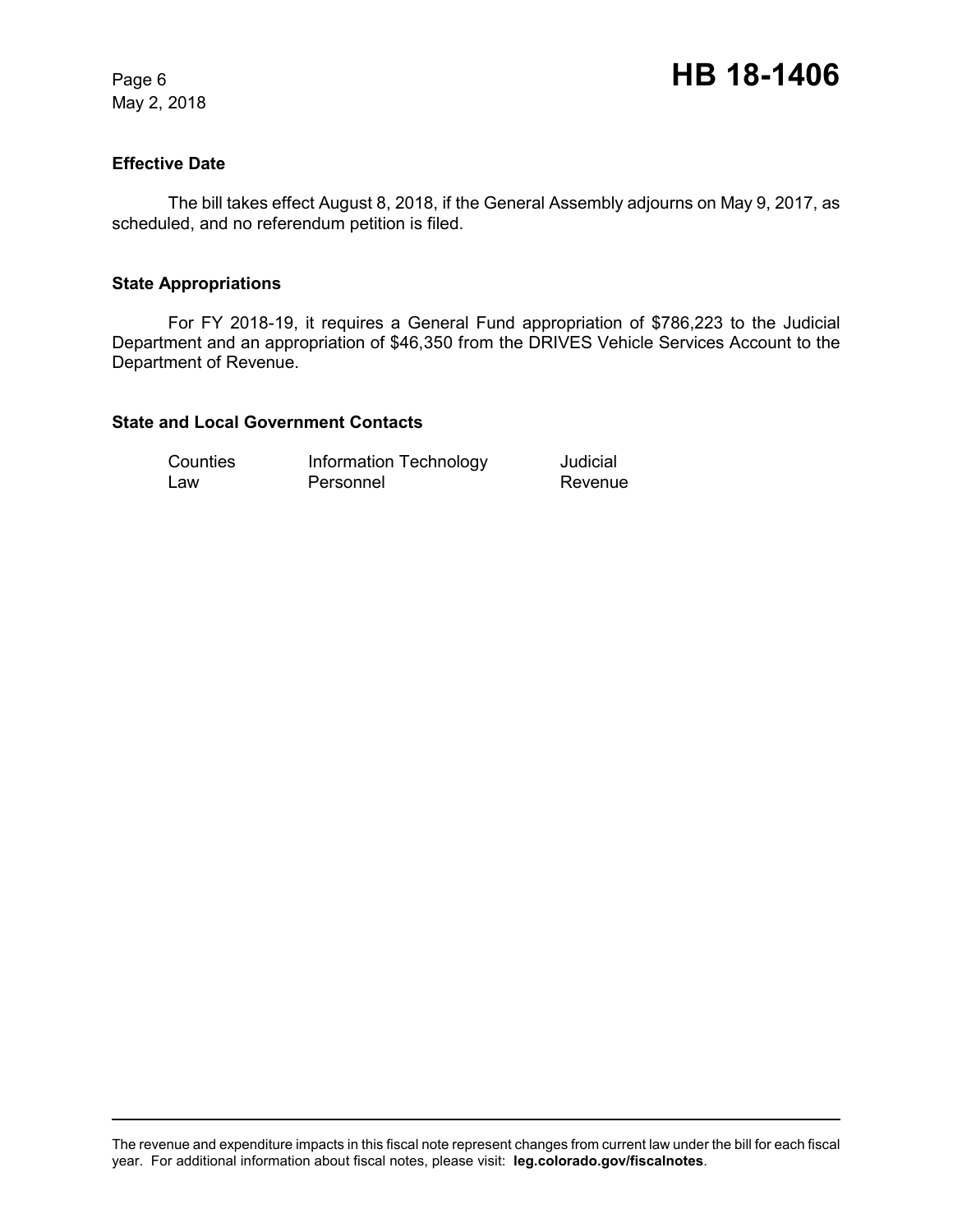### Effective Date

The bill takes effect August 8, 2018, if the General Assembly adjourns on May 9, 2017, as scheduled, and no referendum petition is filed.

### State Appropriations

For FY 2018-19, it requires a General Fund appropriation of $786,223 to the Judicial Department and an appropriation of $46,350 from the DRIVES Vehicle Services Account to the Department of Revenue.

### State and Local Government Contacts

| | | |
|---|---|---|
| Counties | Information Technology | Judicial |
| Law | Personnel | Revenue |

The revenue and expenditure impacts in this fiscal note represent changes from current law under the bill for each fiscal year. For additional information about fiscal notes, please visit: **leg.colorado.gov/fiscalnotes**.